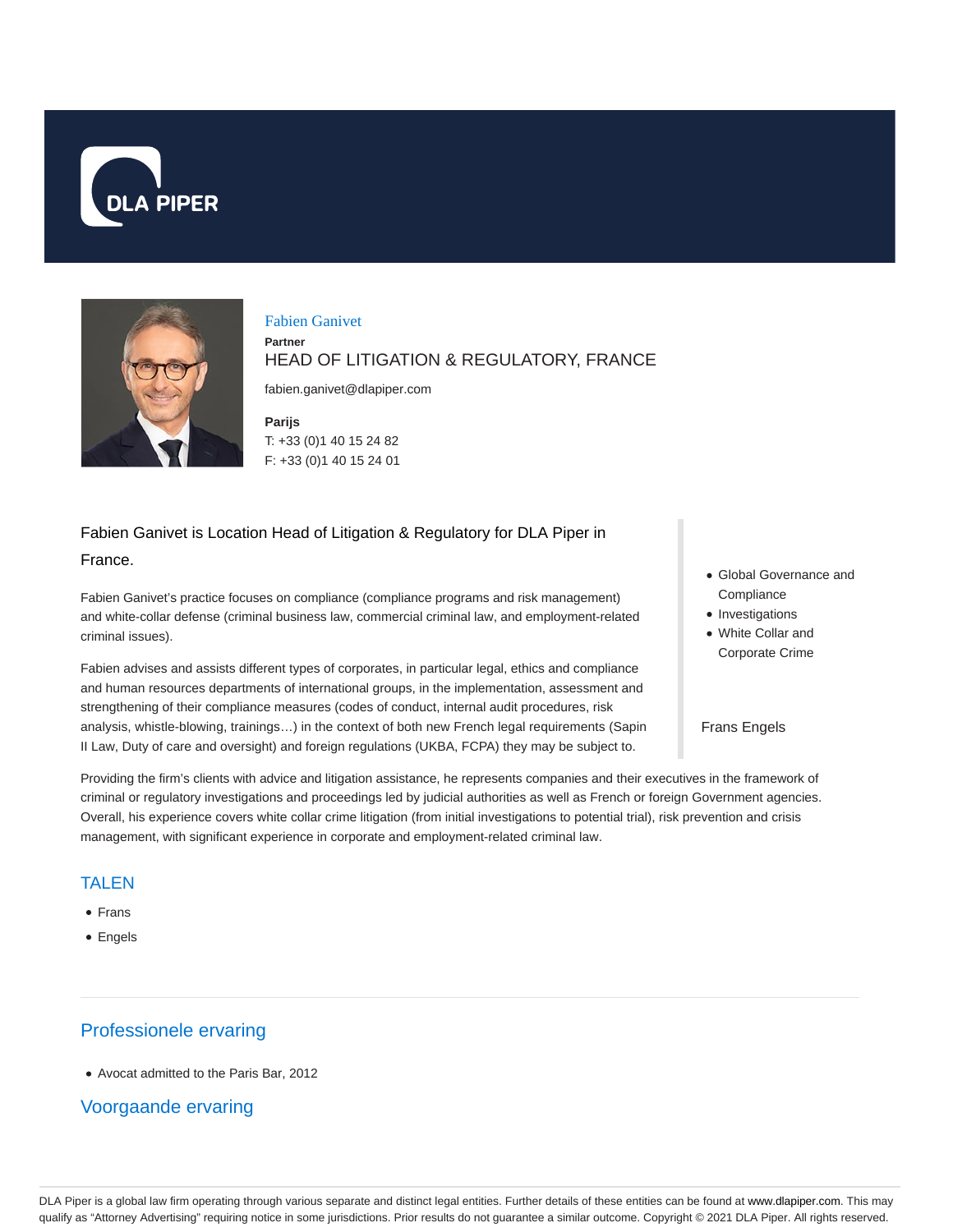DLA PIPER

Fabien Ganivet

**Partner**

HEAD OF LITIGATION & REGULATORY, FRANCE

fabien.ganivet@dlapiper.com

**Parijs**

T: +33 (0)1 40 15 24 82

F: +33 (0)1 40 15 24 01

Fabien Ganivet is Location Head of Litigation & Regulatory for DLA Piper in France.

Fabien Ganivet's practice focuses on compliance (compliance programs and risk management) and white-collar defense (criminal business law, commercial criminal law, and employment-related criminal issues).

Fabien advises and assists different types of corporates, in particular legal, ethics and compliance and human resources departments of international groups, in the implementation, assessment and strengthening of their compliance measures (codes of conduct, internal audit procedures, risk analysis, whistle-blowing, trainings…) in the context of both new French legal requirements (Sapin II Law, Duty of care and oversight) and foreign regulations (UKBA, FCPA) they may be subject to.

- Global Governance and Compliance
- Investigations
- White Collar and Corporate Crime

Frans Engels

Providing the firm's clients with advice and litigation assistance, he represents companies and their executives in the framework of criminal or regulatory investigations and proceedings led by judicial authorities as well as French or foreign Government agencies. Overall, his experience covers white collar crime litigation (from initial investigations to potential trial), risk prevention and crisis management, with significant experience in corporate and employment-related criminal law.

## TALEN

- Frans
- Engels

## Professionele ervaring

- Avocat admitted to the Paris Bar, 2012

## Voorgaande ervaring

DLA Piper is a global law firm operating through various separate and distinct legal entities. Further details of these entities can be found at www.dlapiper.com. This may qualify as "Attorney Advertising" requiring notice in some jurisdictions. Prior results do not guarantee a similar outcome. Copyright © 2021 DLA Piper. All rights reserved.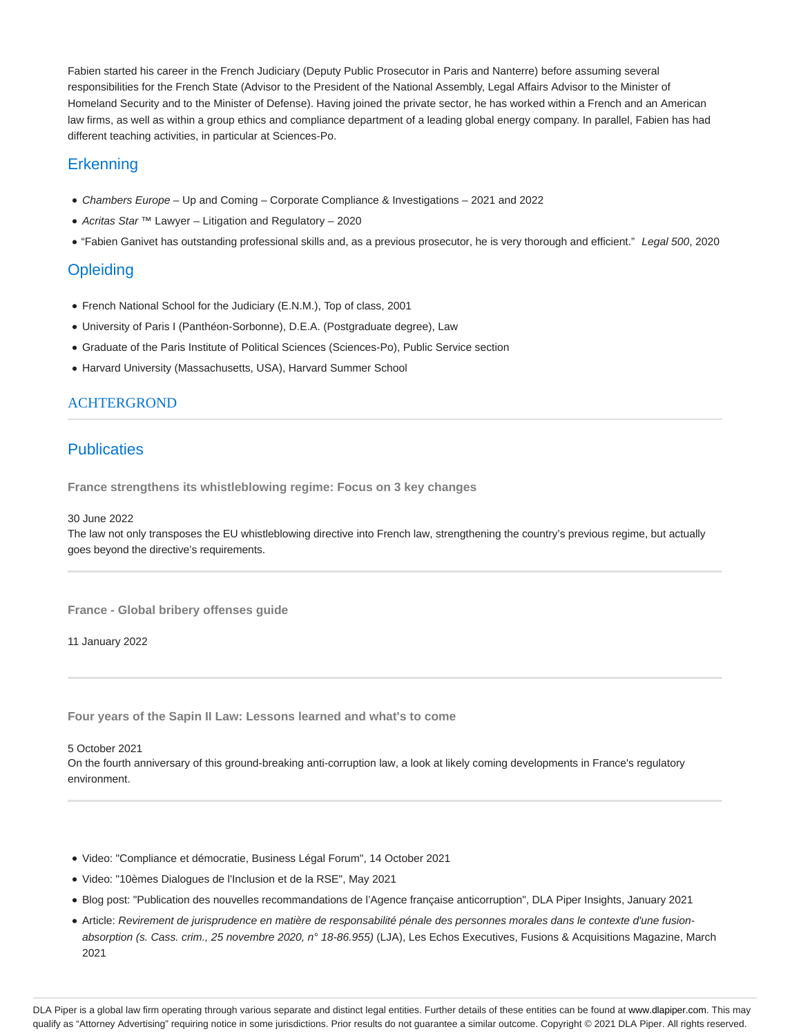Fabien started his career in the French Judiciary (Deputy Public Prosecutor in Paris and Nanterre) before assuming several responsibilities for the French State (Advisor to the President of the National Assembly, Legal Affairs Advisor to the Minister of Homeland Security and to the Minister of Defense). Having joined the private sector, he has worked within a French and an American law firms, as well as within a group ethics and compliance department of a leading global energy company. In parallel, Fabien has had different teaching activities, in particular at Sciences-Po.

## Erkenning

- *Chambers Europe* – Up and Coming – Corporate Compliance & Investigations – 2021 and 2022
- *Acritas Star* ™ Lawyer – Litigation and Regulatory – 2020
- "Fabien Ganivet has outstanding professional skills and, as a previous prosecutor, he is very thorough and efficient." *Legal 500*, 2020

## Opleiding

- French National School for the Judiciary (E.N.M.), Top of class, 2001
- University of Paris I (Panthéon-Sorbonne), D.E.A. (Postgraduate degree), Law
- Graduate of the Paris Institute of Political Sciences (Sciences-Po), Public Service section
- Harvard University (Massachusetts, USA), Harvard Summer School

## ACHTERGROND

## Publicaties

**France strengthens its whistleblowing regime: Focus on 3 key changes**

30 June 2022
The law not only transposes the EU whistleblowing directive into French law, strengthening the country's previous regime, but actually goes beyond the directive's requirements.

**France - Global bribery offenses guide**

11 January 2022

**Four years of the Sapin II Law: Lessons learned and what's to come**

5 October 2021
On the fourth anniversary of this ground-breaking anti-corruption law, a look at likely coming developments in France's regulatory environment.

- Video: "Compliance et démocratie, Business Légal Forum", 14 October 2021
- Video: "10èmes Dialogues de l'Inclusion et de la RSE", May 2021
- Blog post: "Publication des nouvelles recommandations de l'Agence française anticorruption", DLA Piper Insights, January 2021
- Article: *Revirement de jurisprudence en matière de responsabilité pénale des personnes morales dans le contexte d'une fusion-absorption (s. Cass. crim., 25 novembre 2020, n° 18-86.955)* (LJA), Les Echos Executives, Fusions & Acquisitions Magazine, March 2021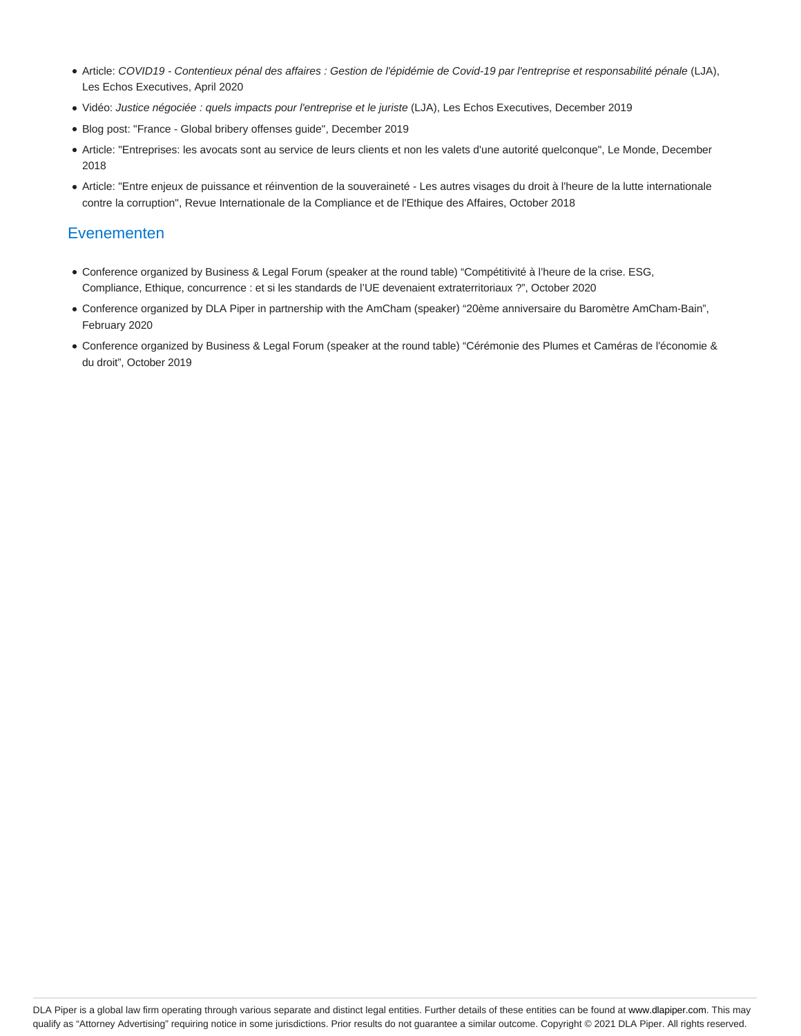- Article: *COVID19 - Contentieux pénal des affaires : Gestion de l'épidémie de Covid-19 par l'entreprise et responsabilité pénale* (LJA), Les Echos Executives, April 2020
- Vidéo: *Justice négociée : quels impacts pour l'entreprise et le juriste* (LJA), Les Echos Executives, December 2019
- Blog post: "France - Global bribery offenses guide", December 2019
- Article: "Entreprises: les avocats sont au service de leurs clients et non les valets d'une autorité quelconque", Le Monde, December 2018
- Article: "Entre enjeux de puissance et réinvention de la souveraineté - Les autres visages du droit à l'heure de la lutte internationale contre la corruption", Revue Internationale de la Compliance et de l'Ethique des Affaires, October 2018

## Evenementen

- Conference organized by Business & Legal Forum (speaker at the round table) “Compétitivité à l'heure de la crise. ESG, Compliance, Ethique, concurrence : et si les standards de l'UE devenaient extraterritoriaux ?”, October 2020
- Conference organized by DLA Piper in partnership with the AmCham (speaker) “20ème anniversaire du Baromètre AmCham-Bain”, February 2020
- Conference organized by Business & Legal Forum (speaker at the round table) “Cérémonie des Plumes et Caméras de l'économie & du droit”, October 2019

DLA Piper is a global law firm operating through various separate and distinct legal entities. Further details of these entities can be found at www.dlapiper.com. This may qualify as “Attorney Advertising” requiring notice in some jurisdictions. Prior results do not guarantee a similar outcome. Copyright © 2021 DLA Piper. All rights reserved.